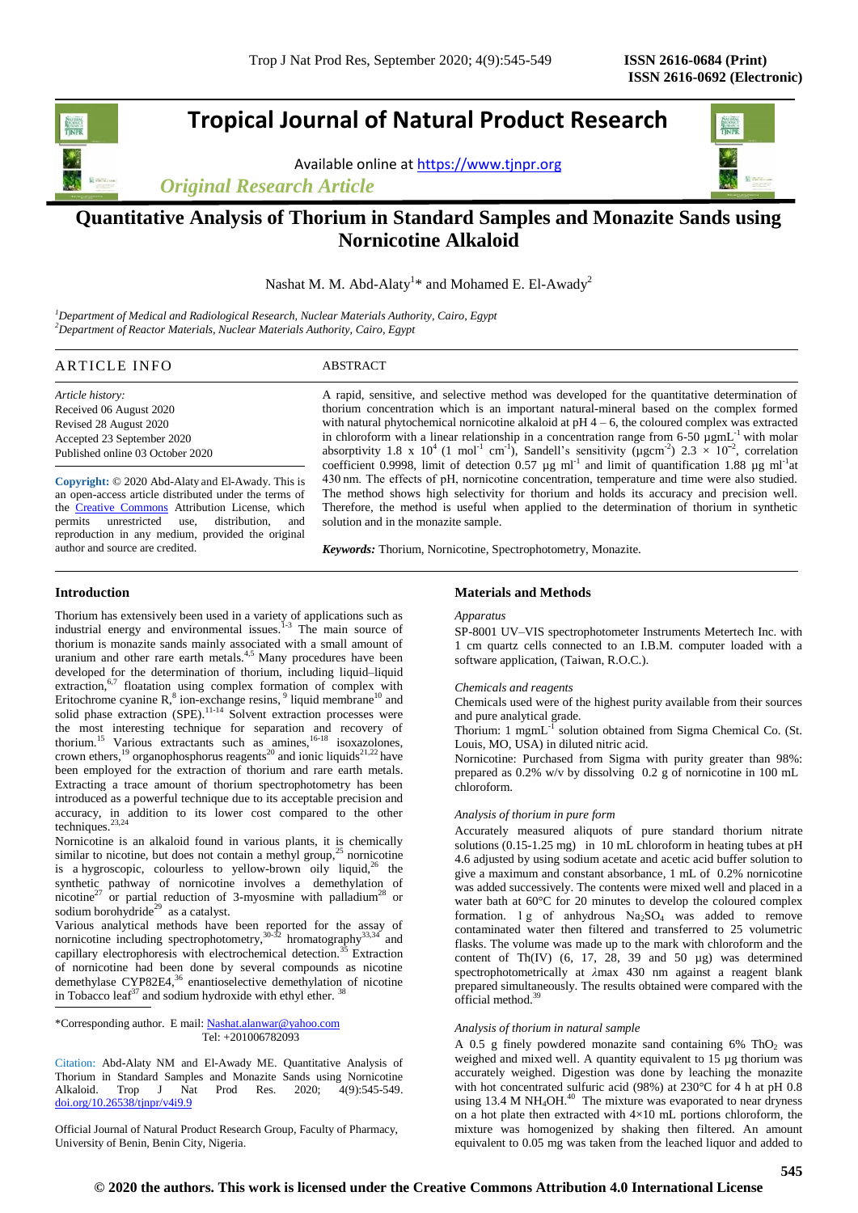# Tropical Journal of Natural Product Research

Available online at https://www.tjnpr.org

*Original Research Article*

## Quantitative Analysis of Thorium in Standard Samples and Monazite Sands using Nornicotine Alkaloid

Nashat M. M. Abd-Alaty[1]* and Mohamed E. El-Awady[2]

[1]*Department of Medical and Radiological Research, Nuclear Materials Authority, Cairo, Egypt*
[2]*Department of Reactor Materials, Nuclear Materials Authority, Cairo, Egypt*

### ARTICLE INFO

*Article history:*
Received 06 August 2020
Revised 28 August 2020
Accepted 23 September 2020
Published online 03 October 2020

**Copyright:** © 2020 Abd-Alaty and El-Awady. This is an open-access article distributed under the terms of the Creative Commons Attribution License, which permits unrestricted use, distribution, and reproduction in any medium, provided the original author and source are credited.

### ABSTRACT

A rapid, sensitive, and selective method was developed for the quantitative determination of thorium concentration which is an important natural-mineral based on the complex formed with natural phytochemical nornicotine alkaloid at pH 4 – 6, the coloured complex was extracted in chloroform with a linear relationship in a concentration range from 6-50 µgmL$^{-1}$ with molar absorptivity 1.8 x 10$^{4}$ (1 mol$^{-1}$ cm$^{-1}$), Sandell's sensitivity (µgcm$^{-2}$) 2.3 × 10$^{-2}$, correlation coefficient 0.9998, limit of detection 0.57 µg ml$^{-1}$ and limit of quantification 1.88 µg ml$^{-1}$at 430 nm. The effects of pH, nornicotine concentration, temperature and time were also studied. The method shows high selectivity for thorium and holds its accuracy and precision well. Therefore, the method is useful when applied to the determination of thorium in synthetic solution and in the monazite sample.

***Keywords:*** Thorium, Nornicotine, Spectrophotometry, Monazite.

## Introduction

Thorium has extensively been used in a variety of applications such as industrial energy and environmental issues.[1-3] The main source of thorium is monazite sands mainly associated with a small amount of uranium and other rare earth metals.[4,5] Many procedures have been developed for the determination of thorium, including liquid–liquid extraction,[6,7] floatation using complex formation of complex with Eritochrome cyanine R,[8] ion-exchange resins,[9] liquid membrane[10] and solid phase extraction (SPE).[11-14] Solvent extraction processes were the most interesting technique for separation and recovery of thorium.[15] Various extractants such as amines,[16-18] isoxazolones, crown ethers,[19] organophosphorus reagents[20] and ionic liquids[21,22] have been employed for the extraction of thorium and rare earth metals. Extracting a trace amount of thorium spectrophotometry has been introduced as a powerful technique due to its acceptable precision and accuracy, in addition to its lower cost compared to the other techniques.[23,24]

Nornicotine is an alkaloid found in various plants, it is chemically similar to nicotine, but does not contain a methyl group,[25] nornicotine is a hygroscopic, colourless to yellow-brown oily liquid,[26] the synthetic pathway of nornicotine involves a demethylation of nicotine[27] or partial reduction of 3-myosmine with palladium[28] or sodium borohydride[29] as a catalyst.

Various analytical methods have been reported for the assay of nornicotine including spectrophotometry,[30-32] hromatography[33,34] and capillary electrophoresis with electrochemical detection.[35] Extraction of nornicotine had been done by several compounds as nicotine demethylase CYP82E4,[36] enantioselective demethylation of nicotine in Tobacco leaf[37] and sodium hydroxide with ethyl ether.[38]

*Corresponding author. E mail: Nashat.alanwar@yahoo.com
Tel: +201006782093

Citation: Abd-Alaty NM and El-Awady ME. Quantitative Analysis of Thorium in Standard Samples and Monazite Sands using Nornicotine Alkaloid. Trop J Nat Prod Res. 2020; 4(9):545-549. doi.org/10.26538/tjnpr/v4i9.9

Official Journal of Natural Product Research Group, Faculty of Pharmacy, University of Benin, Benin City, Nigeria.

## Materials and Methods

*Apparatus*

SP-8001 UV–VIS spectrophotometer Instruments Metertech Inc. with 1 cm quartz cells connected to an I.B.M. computer loaded with a software application, (Taiwan, R.O.C.).

*Chemicals and reagents*

Chemicals used were of the highest purity available from their sources and pure analytical grade.

Thorium: 1 mgmL$^{-1}$ solution obtained from Sigma Chemical Co. (St. Louis, MO, USA) in diluted nitric acid.

Nornicotine: Purchased from Sigma with purity greater than 98%: prepared as 0.2% w/v by dissolving 0.2 g of nornicotine in 100 mL chloroform.

*Analysis of thorium in pure form*

Accurately measured aliquots of pure standard thorium nitrate solutions (0.15-1.25 mg) in 10 mL chloroform in heating tubes at pH 4.6 adjusted by using sodium acetate and acetic acid buffer solution to give a maximum and constant absorbance, 1 mL of 0.2% nornicotine was added successively. The contents were mixed well and placed in a water bath at 60°C for 20 minutes to develop the coloured complex formation. 1 g of anhydrous $Na_2SO_4$ was added to remove contaminated water then filtered and transferred to 25 volumetric flasks. The volume was made up to the mark with chloroform and the content of Th(IV) (6, 17, 28, 39 and 50 µg) was determined spectrophotometrically at $\lambda$max 430 nm against a reagent blank prepared simultaneously. The results obtained were compared with the official method.[39]

*Analysis of thorium in natural sample*

A 0.5 g finely powdered monazite sand containing 6% $ThO_2$ was weighed and mixed well. A quantity equivalent to 15 µg thorium was accurately weighed. Digestion was done by leaching the monazite with hot concentrated sulfuric acid (98%) at 230°C for 4 h at pH 0.8 using 13.4 M $NH_4OH$.[40] The mixture was evaporated to near dryness on a hot plate then extracted with 4×10 mL portions chloroform, the mixture was homogenized by shaking then filtered. An amount equivalent to 0.05 mg was taken from the leached liquor and added to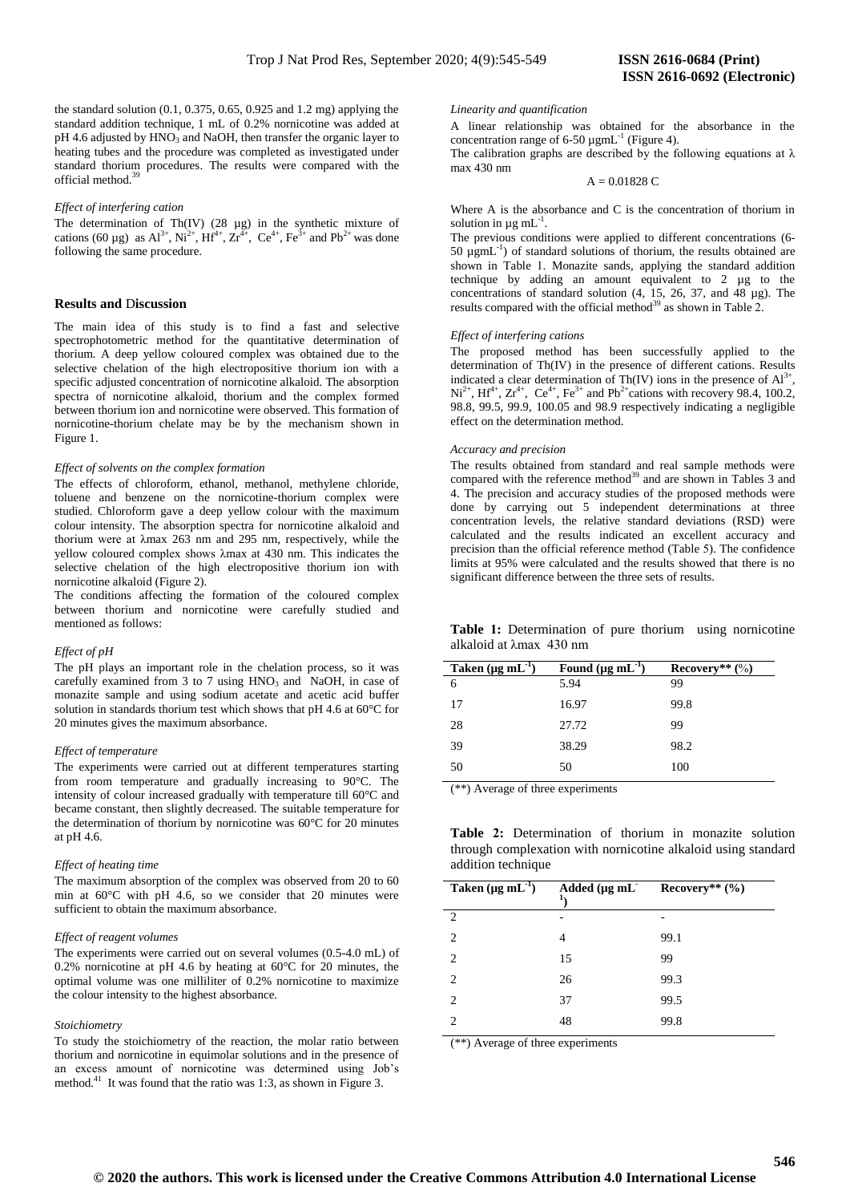the standard solution (0.1, 0.375, 0.65, 0.925 and 1.2 mg) applying the standard addition technique, 1 mL of 0.2% nornicotine was added at pH 4.6 adjusted by $HNO_3$ and NaOH, then transfer the organic layer to heating tubes and the procedure was completed as investigated under standard thorium procedures. The results were compared with the official method.[39]

*Effect of interfering cation*

The determination of Th(IV) (28 µg) in the synthetic mixture of cations (60 µg) as $Al^{3+}$, $Ni^{2+}$, $Hf^{4+}$, $Zr^{4+}$, $Ce^{4+}$, $Fe^{3+}$ and $Pb^{2+}$ was done following the same procedure.

## Results and Discussion

The main idea of this study is to find a fast and selective spectrophotometric method for the quantitative determination of thorium. A deep yellow coloured complex was obtained due to the selective chelation of the high electropositive thorium ion with a specific adjusted concentration of nornicotine alkaloid. The absorption spectra of nornicotine alkaloid, thorium and the complex formed between thorium ion and nornicotine were observed. This formation of nornicotine-thorium chelate may be by the mechanism shown in Figure 1.

*Effect of solvents on the complex formation*

The effects of chloroform, ethanol, methanol, methylene chloride, toluene and benzene on the nornicotine-thorium complex were studied. Chloroform gave a deep yellow colour with the maximum colour intensity. The absorption spectra for nornicotine alkaloid and thorium were at λmax 263 nm and 295 nm, respectively, while the yellow coloured complex shows λmax at 430 nm. This indicates the selective chelation of the high electropositive thorium ion with nornicotine alkaloid (Figure 2).

The conditions affecting the formation of the coloured complex between thorium and nornicotine were carefully studied and mentioned as follows:

*Effect of pH*

The pH plays an important role in the chelation process, so it was carefully examined from 3 to 7 using $HNO_3$ and NaOH, in case of monazite sample and using sodium acetate and acetic acid buffer solution in standards thorium test which shows that pH 4.6 at 60°C for 20 minutes gives the maximum absorbance.

*Effect of temperature*

The experiments were carried out at different temperatures starting from room temperature and gradually increasing to 90°C. The intensity of colour increased gradually with temperature till 60°C and became constant, then slightly decreased. The suitable temperature for the determination of thorium by nornicotine was 60°C for 20 minutes at pH 4.6.

*Effect of heating time*

The maximum absorption of the complex was observed from 20 to 60 min at 60°C with pH 4.6, so we consider that 20 minutes were sufficient to obtain the maximum absorbance.

*Effect of reagent volumes*

The experiments were carried out on several volumes (0.5-4.0 mL) of 0.2% nornicotine at pH 4.6 by heating at 60°C for 20 minutes, the optimal volume was one milliliter of 0.2% nornicotine to maximize the colour intensity to the highest absorbance.

*Stoichiometry*

To study the stoichiometry of the reaction, the molar ratio between thorium and nornicotine in equimolar solutions and in the presence of an excess amount of nornicotine was determined using Job's method.[41] It was found that the ratio was 1:3, as shown in Figure 3.

*Linearity and quantification*

A linear relationship was obtained for the absorbance in the concentration range of 6-50 µgmL$^{-1}$ (Figure 4).

The calibration graphs are described by the following equations at λ max 430 nm

$$A = 0.01828\ C$$

Where A is the absorbance and C is the concentration of thorium in solution in µg mL$^{-1}$.

The previous conditions were applied to different concentrations (6-50 µgmL$^{-1}$) of standard solutions of thorium, the results obtained are shown in Table 1. Monazite sands, applying the standard addition technique by adding an amount equivalent to 2 µg to the concentrations of standard solution (4, 15, 26, 37, and 48 µg). The results compared with the official method[39] as shown in Table 2.

*Effect of interfering cations*

The proposed method has been successfully applied to the determination of Th(IV) in the presence of different cations. Results indicated a clear determination of Th(IV) ions in the presence of $Al^{3+}$, $Ni^{2+}$, $Hf^{4+}$, $Zr^{4+}$, $Ce^{4+}$, $Fe^{3+}$ and $Pb^{2+}$ cations with recovery 98.4, 100.2, 98.8, 99.5, 99.9, 100.05 and 98.9 respectively indicating a negligible effect on the determination method.

*Accuracy and precision*

The results obtained from standard and real sample methods were compared with the reference method[39] and are shown in Tables 3 and 4. The precision and accuracy studies of the proposed methods were done by carrying out 5 independent determinations at three concentration levels, the relative standard deviations (RSD) were calculated and the results indicated an excellent accuracy and precision than the official reference method (Table 5). The confidence limits at 95% were calculated and the results showed that there is no significant difference between the three sets of results.

**Table 1:** Determination of pure thorium using nornicotine alkaloid at λmax 430 nm

| Taken (µg mL$^{-1}$) | Found (µg mL$^{-1}$) | Recovery** (%) |
|---|---|---|
| 6 | 5.94 | 99 |
| 17 | 16.97 | 99.8 |
| 28 | 27.72 | 99 |
| 39 | 38.29 | 98.2 |
| 50 | 50 | 100 |

(**) Average of three experiments

**Table 2:** Determination of thorium in monazite solution through complexation with nornicotine alkaloid using standard addition technique

| Taken (µg mL$^{-1}$) | Added (µg mL$^{-1}$) | Recovery** (%) |
|---|---|---|
| 2 | - | - |
| 2 | 4 | 99.1 |
| 2 | 15 | 99 |
| 2 | 26 | 99.3 |
| 2 | 37 | 99.5 |
| 2 | 48 | 99.8 |

(**) Average of three experiments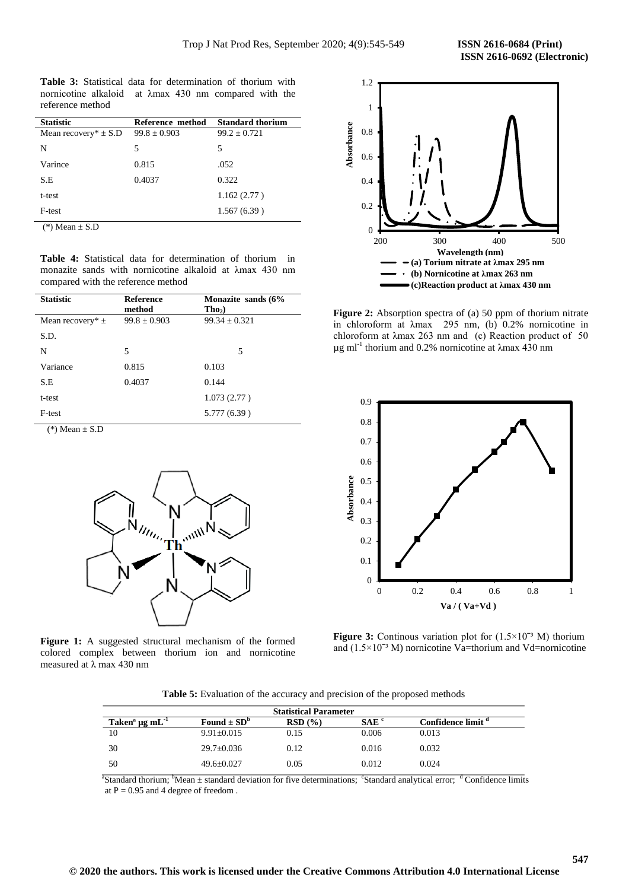**Table 3:** Statistical data for determination of thorium with nornicotine alkaloid at λmax 430 nm compared with the reference method

| Statistic | Reference method | Standard thorium |
|---|---|---|
| Mean recovery* ± S.D | 99.8 ± 0.903 | 99.2 ± 0.721 |
| N | 5 | 5 |
| Varince | 0.815 | .052 |
| S.E | 0.4037 | 0.322 |
| t-test | | 1.162 (2.77 ) |
| F-test | | 1.567 (6.39 ) |

(*) Mean ± S.D

**Table 4:** Statistical data for determination of thorium in monazite sands with nornicotine alkaloid at λmax 430 nm compared with the reference method

| Statistic | Reference method | Monazite sands (6% $Tho_2$) |
|---|---|---|
| Mean recovery* ± S.D. | 99.8 ± 0.903 | 99.34 ± 0.321 |
| N | 5 | 5 |
| Variance | 0.815 | 0.103 |
| S.E | 0.4037 | 0.144 |
| t-test | | 1.073 (2.77 ) |
| F-test | | 5.777 (6.39 ) |

(*) Mean ± S.D

**Figure 1:** A suggested structural mechanism of the formed colored complex between thorium ion and nornicotine measured at λ max 430 nm

**Figure 2:** Absorption spectra of (a) 50 ppm of thorium nitrate in chloroform at λmax 295 nm, (b) 0.2% nornicotine in chloroform at λmax 263 nm and (c) Reaction product of 50 µg ml$^{-1}$ thorium and 0.2% nornicotine at λmax 430 nm

**Figure 3:** Continous variation plot for ($1.5\times10^{-3}$ M) thorium and ($1.5\times10^{-3}$ M) nornicotine Va=thorium and Vd=nornicotine

**Table 5:** Evaluation of the accuracy and precision of the proposed methods

| Statistical Parameter | | | | |
|---|---|---|---|---|
| Taken[a] µg mL$^{-1}$ | Found ± SD[b] | RSD (%) | SAE [c] | Confidence limit [d] |
| 10 | 9.91±0.015 | 0.15 | 0.006 | 0.013 |
| 30 | 29.7±0.036 | 0.12 | 0.016 | 0.032 |
| 50 | 49.6±0.027 | 0.05 | 0.012 | 0.024 |

[a]Standard thorium; [b]Mean ± standard deviation for five determinations; [c]Standard analytical error; [d] Confidence limits at P = 0.95 and 4 degree of freedom .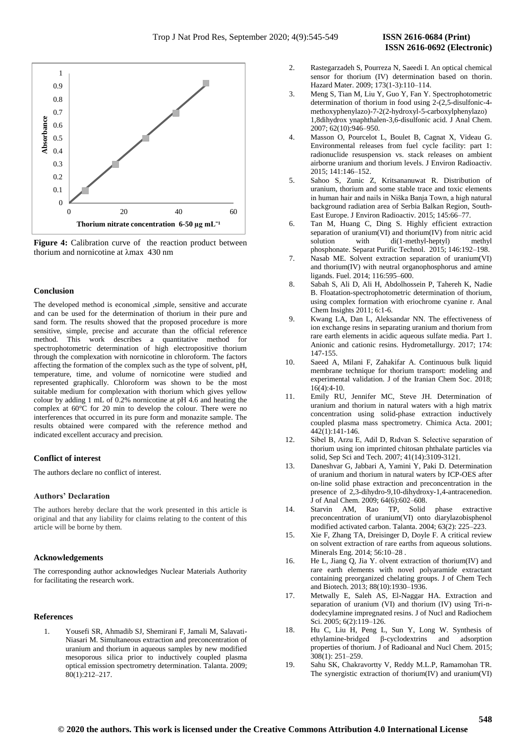**Figure 4:** Calibration curve of the reaction product between thorium and nornicotine at λmax 430 nm

## Conclusion

The developed method is economical ,simple, sensitive and accurate and can be used for the determination of thorium in their pure and sand form. The results showed that the proposed procedure is more sensitive, simple, precise and accurate than the official reference method. This work describes a quantitative method for spectrophotometric determination of high electropositive thorium through the complexation with nornicotine in chloroform. The factors affecting the formation of the complex such as the type of solvent, pH, temperature, time, and volume of nornicotine were studied and represented graphically. Chloroform was shown to be the most suitable medium for complexation with thorium which gives yellow colour by adding 1 mL of 0.2% nornicotine at pH 4.6 and heating the complex at 60°C for 20 min to develop the colour. There were no interferences that occurred in its pure form and monazite sample. The results obtained were compared with the reference method and indicated excellent accuracy and precision.

## Conflict of interest

The authors declare no conflict of interest.

## Authors' Declaration

The authors hereby declare that the work presented in this article is original and that any liability for claims relating to the content of this article will be borne by them.

## Acknowledgements

The corresponding author acknowledges Nuclear Materials Authority for facilitating the research work.

## References

1. Yousefi SR, Ahmadib SJ, Shemirani F, Jamali M, Salavati-Niasari M. Simultaneous extraction and preconcentration of uranium and thorium in aqueous samples by new modified mesoporous silica prior to inductively coupled plasma optical emission spectrometry determination. Talanta. 2009; 80(1):212–217.
2. Rastegarzadeh S, Pourreza N, Saeedi I. An optical chemical sensor for thorium (IV) determination based on thorin. Hazard Mater. 2009; 173(1-3):110–114.
3. Meng S, Tian M, Liu Y, Guo Y, Fan Y. Spectrophotometric determination of thorium in food using 2-(2,5-disulfonic-4-methoxyphenylazo)-7-2(2-hydroxyl-5-carboxylphenylazo) 1,8dihydrox ynaphthalen-3,6-disulfonic acid. J Anal Chem. 2007; 62(10):946–950.
4. Masson O, Pourcelot L, Boulet B, Cagnat X, Videau G. Environmental releases from fuel cycle facility: part 1: radionuclide resuspension vs. stack releases on ambient airborne uranium and thorium levels. J Environ Radioactiv. 2015; 141:146–152.
5. Sahoo S, Zunic Z, Kritsananuwat R. Distribution of uranium, thorium and some stable trace and toxic elements in human hair and nails in Niška Banja Town, a high natural background radiation area of Serbia Balkan Region, South-East Europe. J Environ Radioactiv. 2015; 145:66–77.
6. Tan M, Huang C, Ding S. Highly efficient extraction separation of uranium(VI) and thorium(IV) from nitric acid solution with di(1-methyl-heptyl) methyl phosphonate. Separat Purific Technol. 2015; 146:192–198.
7. Nasab ME. Solvent extraction separation of uranium(VI) and thorium(IV) with neutral organophosphorus and amine ligands. Fuel. 2014; 116:595–600.
8. Sabah S, Ali D, Ali H, Abdolhossein P, Tahereh K, Nadie B. Floatation-spectrophotometric determination of thorium, using complex formation with eriochrome cyanine r. Anal Chem Insights 2011; 6:1-6.
9. Kwang LA, Dan L, Aleksandar NN. The effectiveness of ion exchange resins in separating uranium and thorium from rare earth elements in acidic aqueous sulfate media. Part 1. Anionic and cationic resins. Hydrometallurgy. 2017; 174: 147-155.
10. Saeed A, Milani F, Zahakifar A. Continuous bulk liquid membrane technique for thorium transport: modeling and experimental validation. J of the Iranian Chem Soc. 2018; 16(4):4-10.
11. Emily RU, Jennifer MC, Steve JH. Determination of uranium and thorium in natural waters with a high matrix concentration using solid-phase extraction inductively coupled plasma mass spectrometry. Chimica Acta. 2001; 442(1):141-146.
12. Sibel B, Arzu E, Adil D, Rıdvan S. Selective separation of thorium using ion imprinted chitosan phthalate particles via solid, Sep Sci and Tech. 2007; 41(14):3109-3121.
13. Daneshvar G, Jabbari A, Yamini Y, Paki D. Determination of uranium and thorium in natural waters by ICP-OES after on-line solid phase extraction and preconcentration in the presence of 2,3-dihydro-9,10-dihydroxy-1,4-antracenedion. J of Anal Chem. 2009; 64(6):602–608.
14. Starvin AM, Rao TP, Solid phase extractive preconcentration of uranium(VI) onto diarylazobisphenol modified activated carbon. Talanta. 2004; 63(2): 225–223.
15. Xie F, Zhang TA, Dreisinger D, Doyle F. A critical review on solvent extraction of rare earths from aqueous solutions. Minerals Eng. 2014; 56:10–28 .
16. He L, Jiang Q, Jia Y. olvent extraction of thorium(IV) and rare earth elements with novel polyaramide extractant containing preorganized chelating groups. J of Chem Tech and Biotech. 2013; 88(10):1930–1936.
17. Metwally E, Saleh AS, El-Naggar HA. Extraction and separation of uranium (VI) and thorium (IV) using Tri-n-dodecylamine impregnated resins. J of Nucl and Radiochem Sci. 2005; 6(2):119–126.
18. Hu C, Liu H, Peng L, Sun Y, Long W. Synthesis of ethylamine-bridged β-cyclodextrins and adsorption properties of thorium. J of Radioanal and Nucl Chem. 2015; 308(1): 251–259.
19. Sahu SK, Chakravortty V, Reddy M.L.P, Ramamohan TR. The synergistic extraction of thorium(IV) and uranium(VI)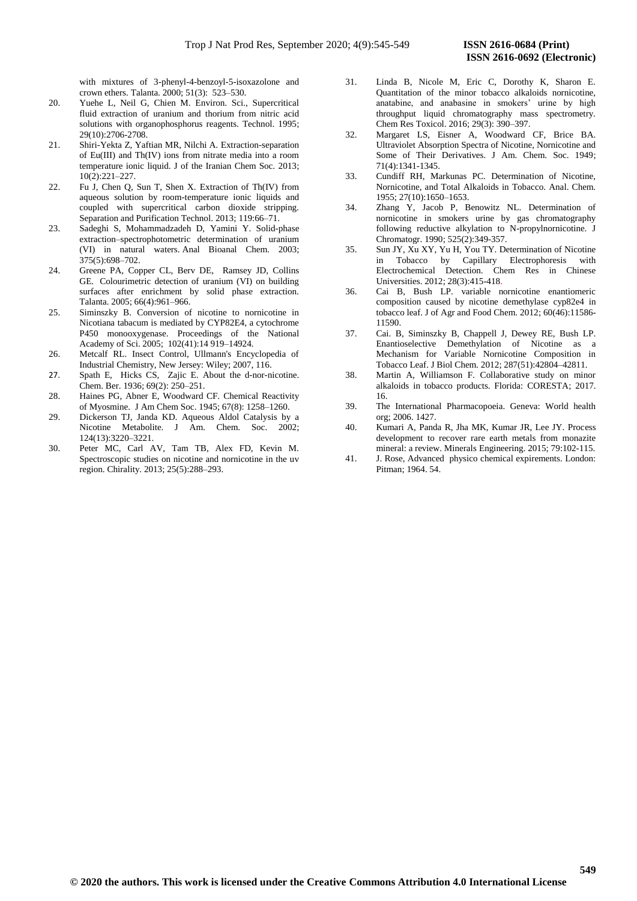with mixtures of 3-phenyl-4-benzoyl-5-isoxazolone and crown ethers. Talanta. 2000; 51(3): 523–530.

20. Yuehe L, Neil G, Chien M. Environ. Sci., Supercritical fluid extraction of uranium and thorium from nitric acid solutions with organophosphorus reagents. Technol. 1995; 29(10):2706-2708.
21. Shiri-Yekta Z, Yaftian MR, Nilchi A. Extraction-separation of Eu(III) and Th(IV) ions from nitrate media into a room temperature ionic liquid. J of the Iranian Chem Soc. 2013; 10(2):221–227.
22. Fu J, Chen Q, Sun T, Shen X. Extraction of Th(IV) from aqueous solution by room-temperature ionic liquids and coupled with supercritical carbon dioxide stripping. Separation and Purification Technol. 2013; 119:66–71.
23. Sadeghi S, Mohammadzadeh D, Yamini Y. Solid-phase extraction–spectrophotometric determination of uranium (VI) in natural waters. Anal Bioanal Chem. 2003; 375(5):698–702.
24. Greene PA, Copper CL, Berv DE, Ramsey JD, Collins GE. Colourimetric detection of uranium (VI) on building surfaces after enrichment by solid phase extraction. Talanta. 2005; 66(4):961–966.
25. Siminszky B. Conversion of nicotine to nornicotine in Nicotiana tabacum is mediated by CYP82E4, a cytochrome P450 monooxygenase. Proceedings of the National Academy of Sci. 2005; 102(41):14 919–14924.
26. Metcalf RL. Insect Control, Ullmann's Encyclopedia of Industrial Chemistry, New Jersey: Wiley; 2007, 116.
27. Spath E, Hicks CS, Zajic E. About the d-nor-nicotine. Chem. Ber. 1936; 69(2): 250–251.
28. Haines PG, Abner E, Woodward CF. Chemical Reactivity of Myosmine. J Am Chem Soc. 1945; 67(8): 1258–1260.
29. Dickerson TJ, Janda KD. Aqueous Aldol Catalysis by a Nicotine Metabolite. J Am. Chem. Soc. 2002; 124(13):3220–3221.
30. Peter MC, Carl AV, Tam TB, Alex FD, Kevin M. Spectroscopic studies on nicotine and nornicotine in the uv region. Chirality. 2013; 25(5):288–293.
31. Linda B, Nicole M, Eric C, Dorothy K, Sharon E. Quantitation of the minor tobacco alkaloids nornicotine, anatabine, and anabasine in smokers' urine by high throughput liquid chromatography mass spectrometry. Chem Res Toxicol. 2016; 29(3): 390–397.
32. Margaret LS, Eisner A, Woodward CF, Brice BA. Ultraviolet Absorption Spectra of Nicotine, Nornicotine and Some of Their Derivatives. J Am. Chem. Soc. 1949; 71(4):1341-1345.
33. Cundiff RH, Markunas PC. Determination of Nicotine, Nornicotine, and Total Alkaloids in Tobacco. Anal. Chem. 1955; 27(10):1650–1653.
34. Zhang Y, Jacob P, Benowitz NL. Determination of nornicotine in smokers urine by gas chromatography following reductive alkylation to N-propylnornicotine. J Chromatogr. 1990; 525(2):349-357.
35. Sun JY, Xu XY, Yu H, You TY. Determination of Nicotine in Tobacco by Capillary Electrophoresis with Electrochemical Detection. Chem Res in Chinese Universities. 2012; 28(3):415-418.
36. Cai B, Bush LP. variable nornicotine enantiomeric composition caused by nicotine demethylase cyp82e4 in tobacco leaf. J of Agr and Food Chem. 2012; 60(46):11586-11590.
37. Cai. B, Siminszky B, Chappell J, Dewey RE, Bush LP. Enantioselective Demethylation of Nicotine as a Mechanism for Variable Nornicotine Composition in Tobacco Leaf. J Biol Chem. 2012; 287(51):42804–42811.
38. Martin A, Williamson F. Collaborative study on minor alkaloids in tobacco products. Florida: CORESTA; 2017. 16.
39. The International Pharmacopoeia. Geneva: World health org; 2006. 1427.
40. Kumari A, Panda R, Jha MK, Kumar JR, Lee JY. Process development to recover rare earth metals from monazite mineral: a review. Minerals Engineering. 2015; 79:102-115.
41. J. Rose, Advanced physico chemical expirements. London: Pitman; 1964. 54.